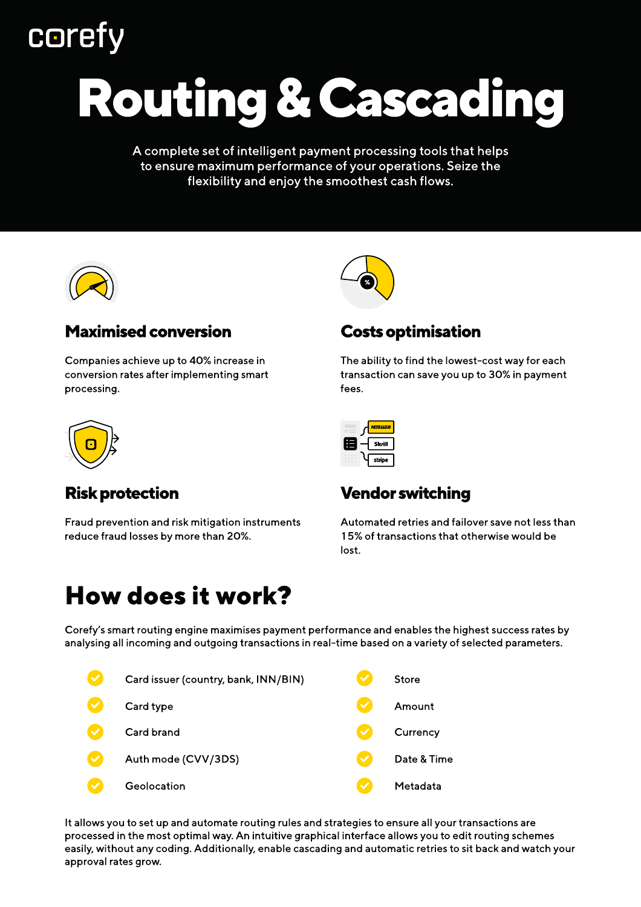corefy

# Routing & Cascading

A complete set of intelligent payment processing tools that helps to ensure maximum performance of your operations. Seize the flexibility and enjoy the smoothest cash flows.

## Maximised conversion

Companies achieve up to 40% increase in conversion rates after implementing smart processing.

## Costs optimisation

The ability to find the lowest-cost way for each transaction can save you up to 30% in payment fees.

## Risk protection

Fraud prevention and risk mitigation instruments reduce fraud losses by more than 20%.

## Vendor switching

Automated retries and failover save not less than 15% of transactions that otherwise would be lost.

# How does it work?

Corefy's smart routing engine maximises payment performance and enables the highest success rates by analysing all incoming and outgoing transactions in real-time based on a variety of selected parameters.

- Card issuer (country, bank, INN/BIN)
- Card type
- Card brand
- Auth mode (CVV/3DS)
- Geolocation
- Store
- Amount
- Currency
- Date & Time
- Metadata

It allows you to set up and automate routing rules and strategies to ensure all your transactions are processed in the most optimal way. An intuitive graphical interface allows you to edit routing schemes easily, without any coding. Additionally, enable cascading and automatic retries to sit back and watch your approval rates grow.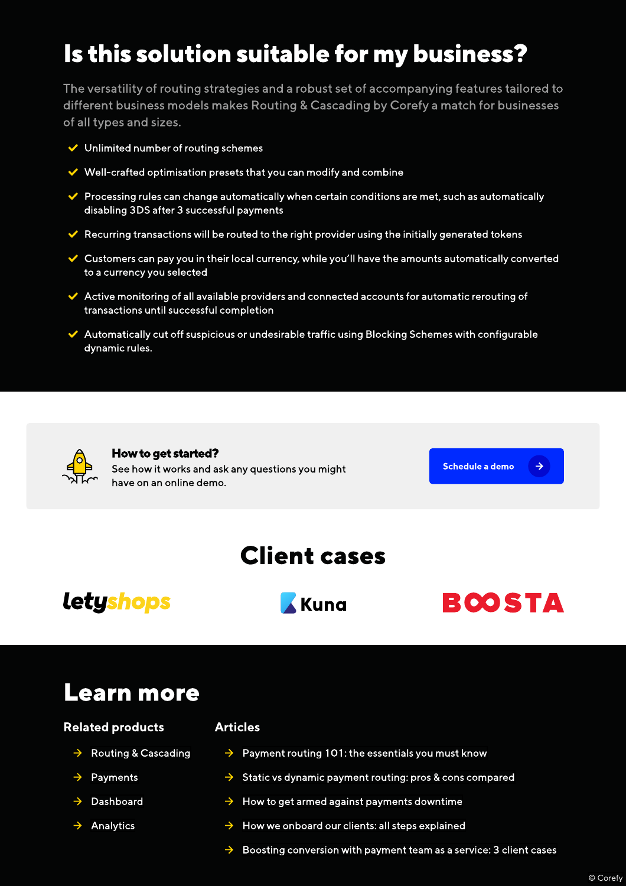# Is this solution suitable for my business?

The versatility of routing strategies and a robust set of accompanying features tailored to different business models makes Routing & Cascading by Corefy a match for businesses of all types and sizes.

- Unlimited number of routing schemes
- Well-crafted optimisation presets that you can modify and combine
- Processing rules can change automatically when certain conditions are met, such as automatically disabling 3DS after 3 successful payments
- Recurring transactions will be routed to the right provider using the initially generated tokens
- Customers can pay you in their local currency, while you'll have the amounts automatically converted to a currency you selected
- Active monitoring of all available providers and connected accounts for automatic rerouting of transactions until successful completion
- Automatically cut off suspicious or undesirable traffic using Blocking Schemes with configurable dynamic rules.

**How to get started?**
See how it works and ask any questions you might have on an online demo.

Schedule a demo

# Client cases

letyshops

Kuna

BOOSTA

# Learn more

## Related products

- Routing & Cascading
- Payments
- Dashboard
- Analytics

## Articles

- Payment routing 101: the essentials you must know
- Static vs dynamic payment routing: pros & cons compared
- How to get armed against payments downtime
- How we onboard our clients: all steps explained
- Boosting conversion with payment team as a service: 3 client cases

© Corefy